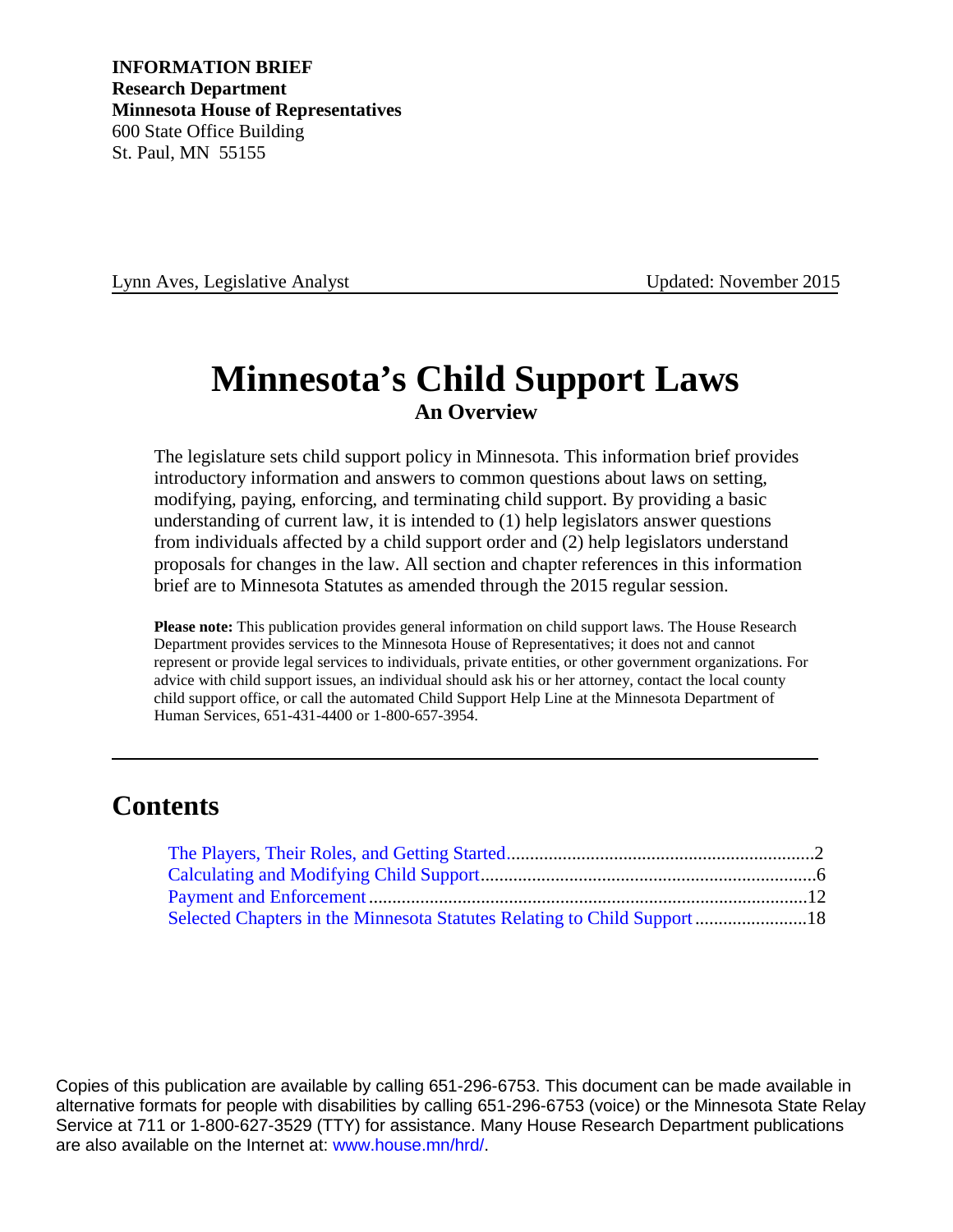**INFORMATION BRIEF**
**Research Department**
**Minnesota House of Representatives**
600 State Office Building
St. Paul, MN 55155

Lynn Aves, Legislative Analyst — Updated: November 2015

# Minnesota's Child Support Laws

## An Overview

The legislature sets child support policy in Minnesota. This information brief provides introductory information and answers to common questions about laws on setting, modifying, paying, enforcing, and terminating child support. By providing a basic understanding of current law, it is intended to (1) help legislators answer questions from individuals affected by a child support order and (2) help legislators understand proposals for changes in the law. All section and chapter references in this information brief are to Minnesota Statutes as amended through the 2015 regular session.

**Please note:** This publication provides general information on child support laws. The House Research Department provides services to the Minnesota House of Representatives; it does not and cannot represent or provide legal services to individuals, private entities, or other government organizations. For advice with child support issues, an individual should ask his or her attorney, contact the local county child support office, or call the automated Child Support Help Line at the Minnesota Department of Human Services, 651-431-4400 or 1-800-657-3954.

---

## Contents

- The Players, Their Roles, and Getting Started ..... 2
- Calculating and Modifying Child Support ..... 6
- Payment and Enforcement ..... 12
- Selected Chapters in the Minnesota Statutes Relating to Child Support ..... 18

Copies of this publication are available by calling 651-296-6753. This document can be made available in alternative formats for people with disabilities by calling 651-296-6753 (voice) or the Minnesota State Relay Service at 711 or 1-800-627-3529 (TTY) for assistance. Many House Research Department publications are also available on the Internet at: www.house.mn/hrd/.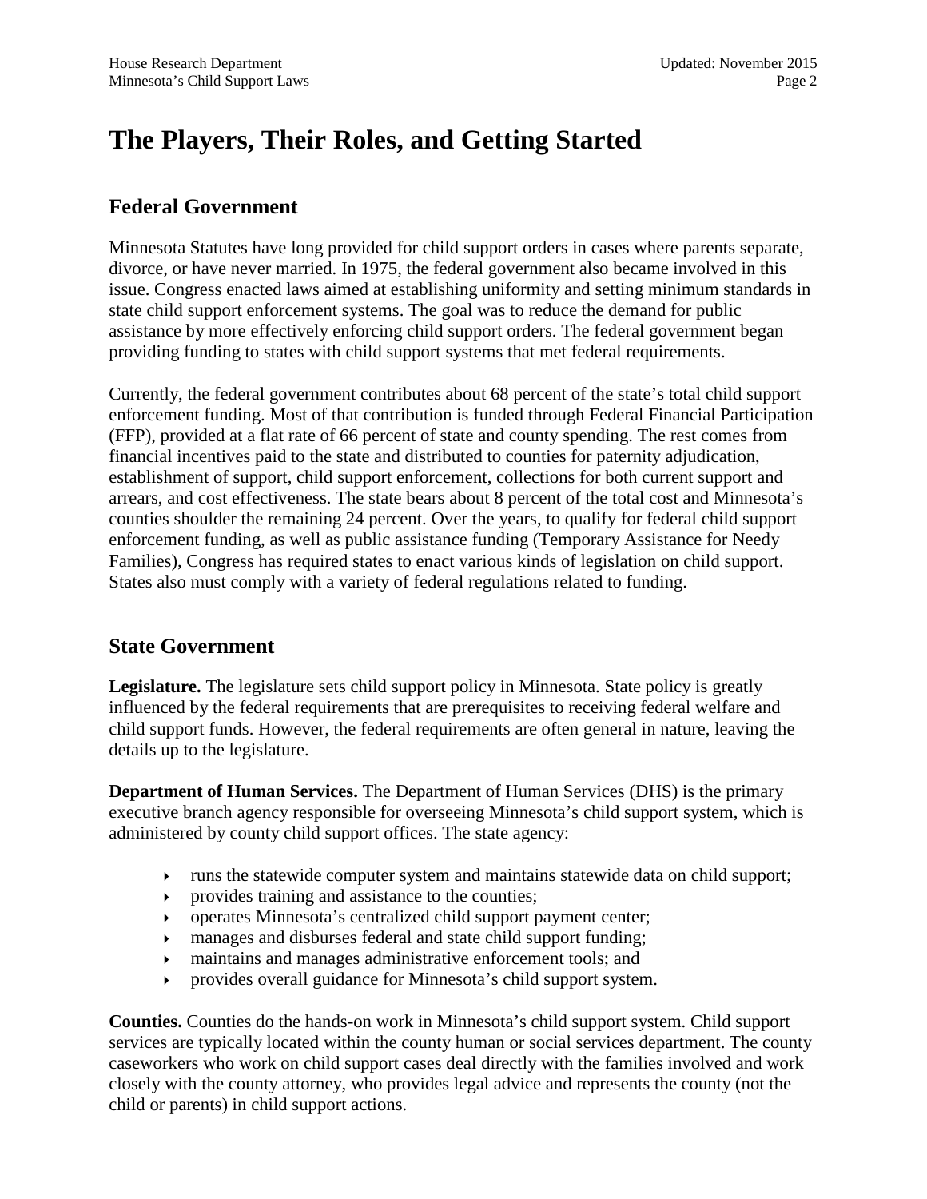# The Players, Their Roles, and Getting Started

## Federal Government

Minnesota Statutes have long provided for child support orders in cases where parents separate, divorce, or have never married. In 1975, the federal government also became involved in this issue. Congress enacted laws aimed at establishing uniformity and setting minimum standards in state child support enforcement systems. The goal was to reduce the demand for public assistance by more effectively enforcing child support orders. The federal government began providing funding to states with child support systems that met federal requirements.

Currently, the federal government contributes about 68 percent of the state's total child support enforcement funding. Most of that contribution is funded through Federal Financial Participation (FFP), provided at a flat rate of 66 percent of state and county spending. The rest comes from financial incentives paid to the state and distributed to counties for paternity adjudication, establishment of support, child support enforcement, collections for both current support and arrears, and cost effectiveness. The state bears about 8 percent of the total cost and Minnesota's counties shoulder the remaining 24 percent. Over the years, to qualify for federal child support enforcement funding, as well as public assistance funding (Temporary Assistance for Needy Families), Congress has required states to enact various kinds of legislation on child support. States also must comply with a variety of federal regulations related to funding.

## State Government

**Legislature.** The legislature sets child support policy in Minnesota. State policy is greatly influenced by the federal requirements that are prerequisites to receiving federal welfare and child support funds. However, the federal requirements are often general in nature, leaving the details up to the legislature.

**Department of Human Services.** The Department of Human Services (DHS) is the primary executive branch agency responsible for overseeing Minnesota's child support system, which is administered by county child support offices. The state agency:

- runs the statewide computer system and maintains statewide data on child support;
- provides training and assistance to the counties;
- operates Minnesota's centralized child support payment center;
- manages and disburses federal and state child support funding;
- maintains and manages administrative enforcement tools; and
- provides overall guidance for Minnesota's child support system.

**Counties.** Counties do the hands-on work in Minnesota's child support system. Child support services are typically located within the county human or social services department. The county caseworkers who work on child support cases deal directly with the families involved and work closely with the county attorney, who provides legal advice and represents the county (not the child or parents) in child support actions.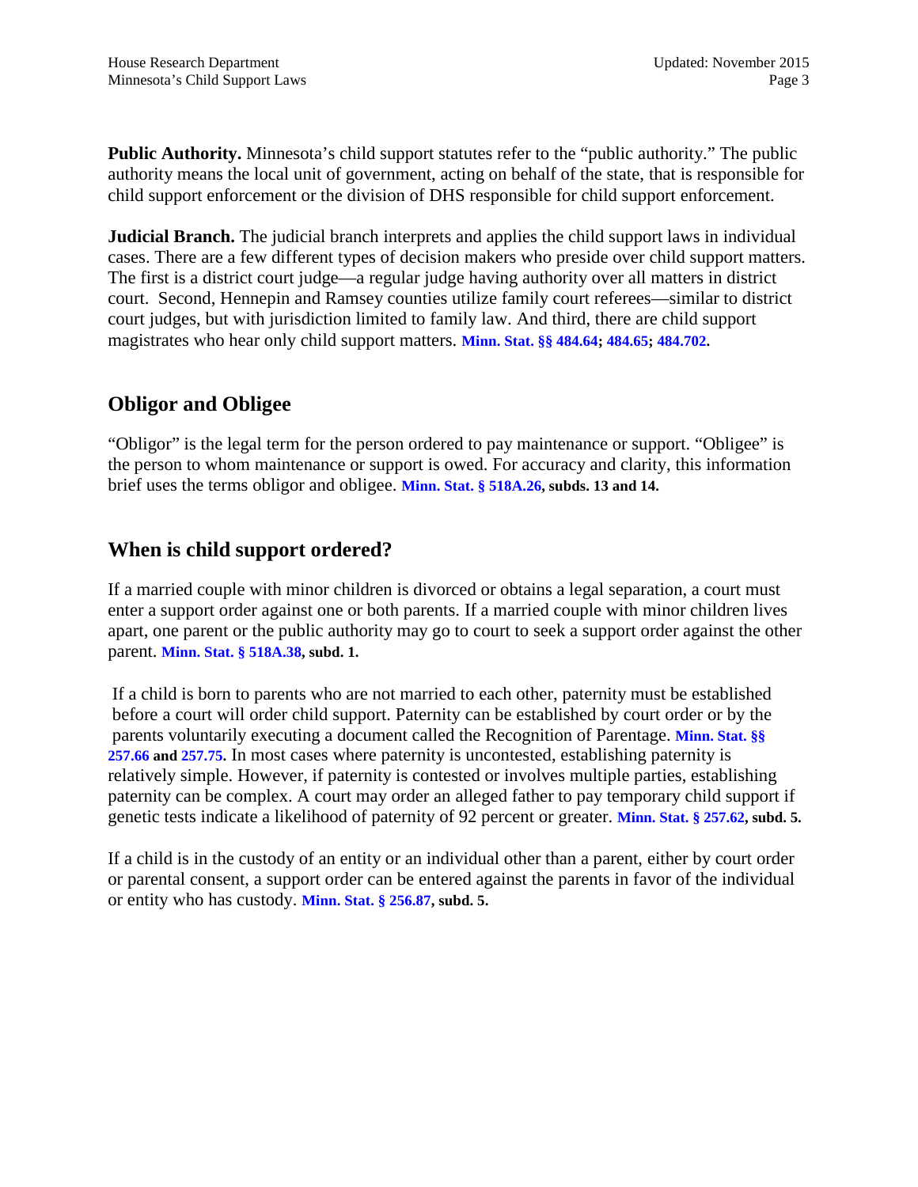**Public Authority.** Minnesota's child support statutes refer to the "public authority." The public authority means the local unit of government, acting on behalf of the state, that is responsible for child support enforcement or the division of DHS responsible for child support enforcement.

**Judicial Branch.** The judicial branch interprets and applies the child support laws in individual cases. There are a few different types of decision makers who preside over child support matters. The first is a district court judge—a regular judge having authority over all matters in district court. Second, Hennepin and Ramsey counties utilize family court referees—similar to district court judges, but with jurisdiction limited to family law. And third, there are child support magistrates who hear only child support matters. **Minn. Stat. §§ 484.64; 484.65; 484.702.**

## Obligor and Obligee

"Obligor" is the legal term for the person ordered to pay maintenance or support. "Obligee" is the person to whom maintenance or support is owed. For accuracy and clarity, this information brief uses the terms obligor and obligee. **Minn. Stat. § 518A.26, subds. 13 and 14.**

## When is child support ordered?

If a married couple with minor children is divorced or obtains a legal separation, a court must enter a support order against one or both parents. If a married couple with minor children lives apart, one parent or the public authority may go to court to seek a support order against the other parent. **Minn. Stat. § 518A.38, subd. 1.**

If a child is born to parents who are not married to each other, paternity must be established before a court will order child support. Paternity can be established by court order or by the parents voluntarily executing a document called the Recognition of Parentage. **Minn. Stat. §§ 257.66 and 257.75.** In most cases where paternity is uncontested, establishing paternity is relatively simple. However, if paternity is contested or involves multiple parties, establishing paternity can be complex. A court may order an alleged father to pay temporary child support if genetic tests indicate a likelihood of paternity of 92 percent or greater. **Minn. Stat. § 257.62, subd. 5.**

If a child is in the custody of an entity or an individual other than a parent, either by court order or parental consent, a support order can be entered against the parents in favor of the individual or entity who has custody. **Minn. Stat. § 256.87, subd. 5.**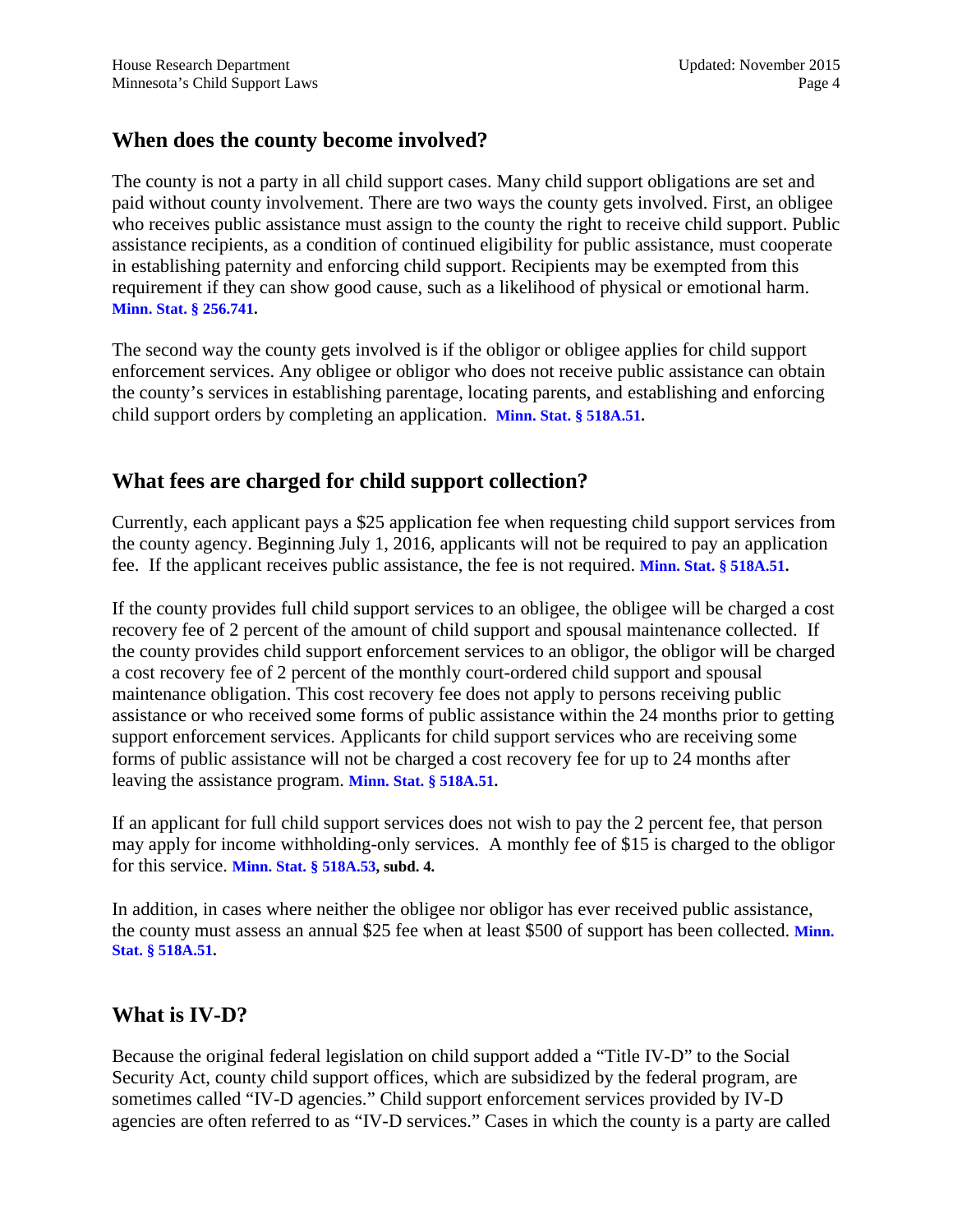## When does the county become involved?

The county is not a party in all child support cases. Many child support obligations are set and paid without county involvement. There are two ways the county gets involved. First, an obligee who receives public assistance must assign to the county the right to receive child support. Public assistance recipients, as a condition of continued eligibility for public assistance, must cooperate in establishing paternity and enforcing child support. Recipients may be exempted from this requirement if they can show good cause, such as a likelihood of physical or emotional harm. **Minn. Stat. § 256.741.**

The second way the county gets involved is if the obligor or obligee applies for child support enforcement services. Any obligee or obligor who does not receive public assistance can obtain the county's services in establishing parentage, locating parents, and establishing and enforcing child support orders by completing an application. **Minn. Stat. § 518A.51.**

## What fees are charged for child support collection?

Currently, each applicant pays a $25 application fee when requesting child support services from the county agency. Beginning July 1, 2016, applicants will not be required to pay an application fee. If the applicant receives public assistance, the fee is not required. **Minn. Stat. § 518A.51.**

If the county provides full child support services to an obligee, the obligee will be charged a cost recovery fee of 2 percent of the amount of child support and spousal maintenance collected. If the county provides child support enforcement services to an obligor, the obligor will be charged a cost recovery fee of 2 percent of the monthly court-ordered child support and spousal maintenance obligation. This cost recovery fee does not apply to persons receiving public assistance or who received some forms of public assistance within the 24 months prior to getting support enforcement services. Applicants for child support services who are receiving some forms of public assistance will not be charged a cost recovery fee for up to 24 months after leaving the assistance program. **Minn. Stat. § 518A.51.**

If an applicant for full child support services does not wish to pay the 2 percent fee, that person may apply for income withholding-only services. A monthly fee of $15 is charged to the obligor for this service. **Minn. Stat. § 518A.53, subd. 4.**

In addition, in cases where neither the obligee nor obligor has ever received public assistance, the county must assess an annual $25 fee when at least $500 of support has been collected. **Minn. Stat. § 518A.51.**

## What is IV-D?

Because the original federal legislation on child support added a "Title IV-D" to the Social Security Act, county child support offices, which are subsidized by the federal program, are sometimes called "IV-D agencies." Child support enforcement services provided by IV-D agencies are often referred to as "IV-D services." Cases in which the county is a party are called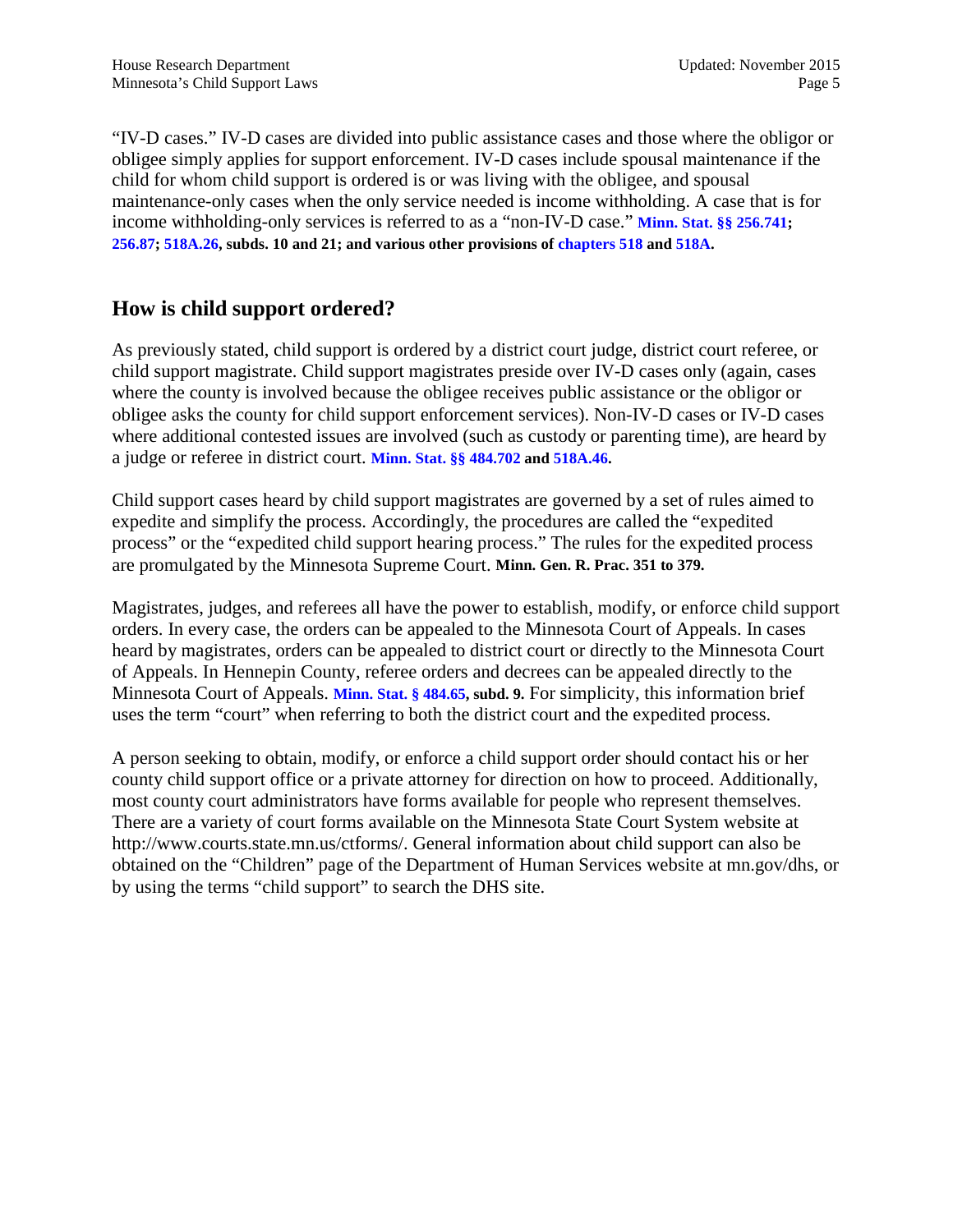"IV-D cases." IV-D cases are divided into public assistance cases and those where the obligor or obligee simply applies for support enforcement. IV-D cases include spousal maintenance if the child for whom child support is ordered is or was living with the obligee, and spousal maintenance-only cases when the only service needed is income withholding. A case that is for income withholding-only services is referred to as a "non-IV-D case." **Minn. Stat. §§ 256.741; 256.87; 518A.26, subds. 10 and 21; and various other provisions of chapters 518 and 518A.**

## How is child support ordered?

As previously stated, child support is ordered by a district court judge, district court referee, or child support magistrate. Child support magistrates preside over IV-D cases only (again, cases where the county is involved because the obligee receives public assistance or the obligor or obligee asks the county for child support enforcement services). Non-IV-D cases or IV-D cases where additional contested issues are involved (such as custody or parenting time), are heard by a judge or referee in district court. **Minn. Stat. §§ 484.702 and 518A.46.**

Child support cases heard by child support magistrates are governed by a set of rules aimed to expedite and simplify the process. Accordingly, the procedures are called the "expedited process" or the "expedited child support hearing process." The rules for the expedited process are promulgated by the Minnesota Supreme Court. **Minn. Gen. R. Prac. 351 to 379.**

Magistrates, judges, and referees all have the power to establish, modify, or enforce child support orders. In every case, the orders can be appealed to the Minnesota Court of Appeals. In cases heard by magistrates, orders can be appealed to district court or directly to the Minnesota Court of Appeals. In Hennepin County, referee orders and decrees can be appealed directly to the Minnesota Court of Appeals. **Minn. Stat. § 484.65, subd. 9.** For simplicity, this information brief uses the term "court" when referring to both the district court and the expedited process.

A person seeking to obtain, modify, or enforce a child support order should contact his or her county child support office or a private attorney for direction on how to proceed. Additionally, most county court administrators have forms available for people who represent themselves. There are a variety of court forms available on the Minnesota State Court System website at http://www.courts.state.mn.us/ctforms/. General information about child support can also be obtained on the "Children" page of the Department of Human Services website at mn.gov/dhs, or by using the terms "child support" to search the DHS site.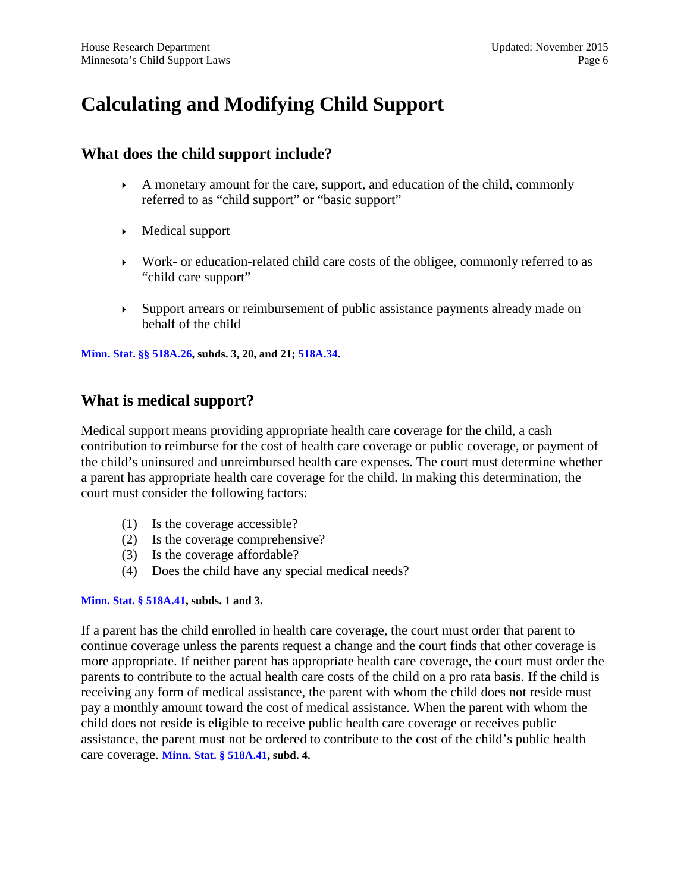# Calculating and Modifying Child Support

## What does the child support include?

- A monetary amount for the care, support, and education of the child, commonly referred to as "child support" or "basic support"
- Medical support
- Work- or education-related child care costs of the obligee, commonly referred to as "child care support"
- Support arrears or reimbursement of public assistance payments already made on behalf of the child

**Minn. Stat. §§ 518A.26, subds. 3, 20, and 21; 518A.34.**

## What is medical support?

Medical support means providing appropriate health care coverage for the child, a cash contribution to reimburse for the cost of health care coverage or public coverage, or payment of the child's uninsured and unreimbursed health care expenses. The court must determine whether a parent has appropriate health care coverage for the child. In making this determination, the court must consider the following factors:

(1) Is the coverage accessible?
(2) Is the coverage comprehensive?
(3) Is the coverage affordable?
(4) Does the child have any special medical needs?

**Minn. Stat. § 518A.41, subds. 1 and 3.**

If a parent has the child enrolled in health care coverage, the court must order that parent to continue coverage unless the parents request a change and the court finds that other coverage is more appropriate. If neither parent has appropriate health care coverage, the court must order the parents to contribute to the actual health care costs of the child on a pro rata basis. If the child is receiving any form of medical assistance, the parent with whom the child does not reside must pay a monthly amount toward the cost of medical assistance. When the parent with whom the child does not reside is eligible to receive public health care coverage or receives public assistance, the parent must not be ordered to contribute to the cost of the child's public health care coverage. **Minn. Stat. § 518A.41, subd. 4.**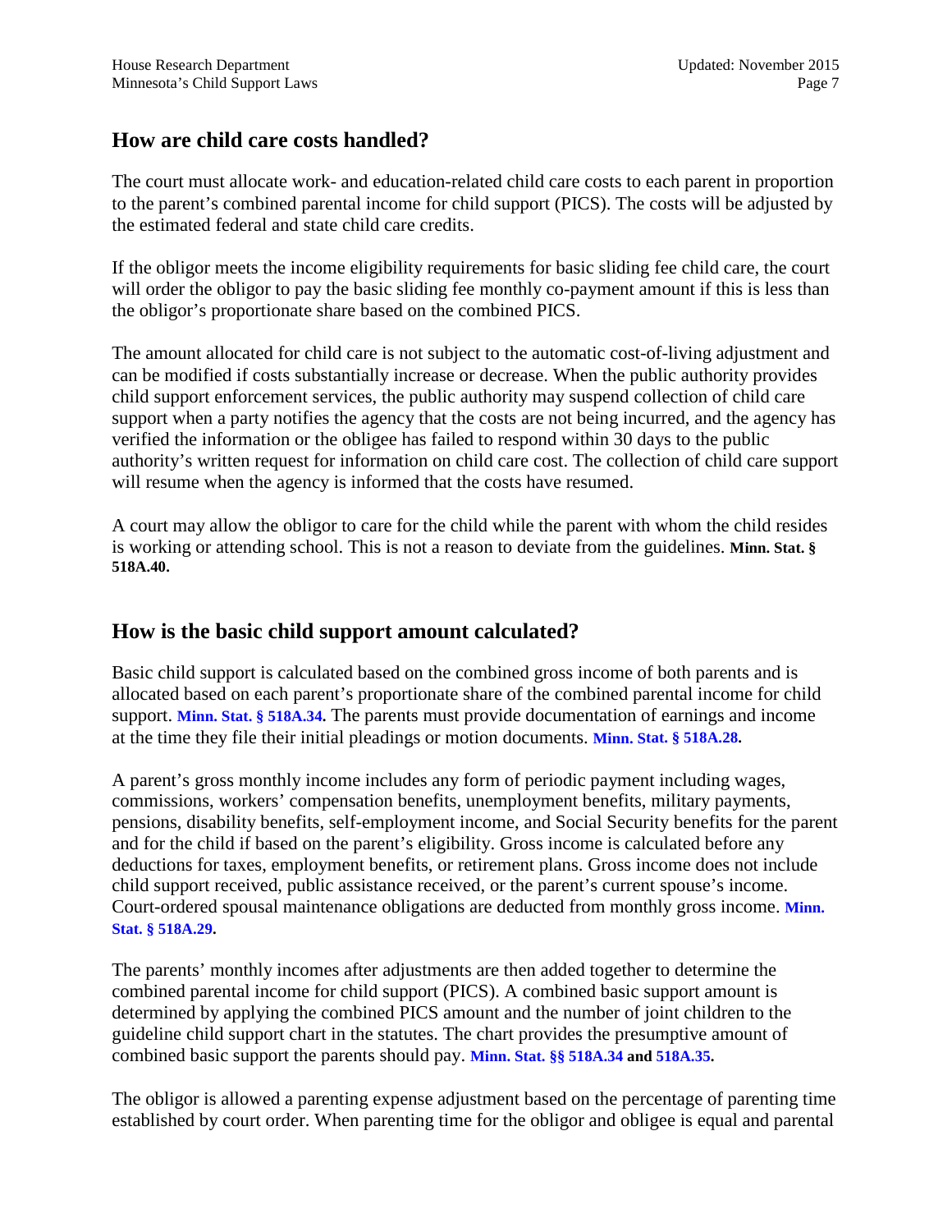## How are child care costs handled?

The court must allocate work- and education-related child care costs to each parent in proportion to the parent's combined parental income for child support (PICS). The costs will be adjusted by the estimated federal and state child care credits.

If the obligor meets the income eligibility requirements for basic sliding fee child care, the court will order the obligor to pay the basic sliding fee monthly co-payment amount if this is less than the obligor's proportionate share based on the combined PICS.

The amount allocated for child care is not subject to the automatic cost-of-living adjustment and can be modified if costs substantially increase or decrease. When the public authority provides child support enforcement services, the public authority may suspend collection of child care support when a party notifies the agency that the costs are not being incurred, and the agency has verified the information or the obligee has failed to respond within 30 days to the public authority's written request for information on child care cost. The collection of child care support will resume when the agency is informed that the costs have resumed.

A court may allow the obligor to care for the child while the parent with whom the child resides is working or attending school. This is not a reason to deviate from the guidelines. **Minn. Stat. § 518A.40.**

## How is the basic child support amount calculated?

Basic child support is calculated based on the combined gross income of both parents and is allocated based on each parent's proportionate share of the combined parental income for child support. **Minn. Stat. § 518A.34.** The parents must provide documentation of earnings and income at the time they file their initial pleadings or motion documents. **Minn. Stat. § 518A.28.**

A parent's gross monthly income includes any form of periodic payment including wages, commissions, workers' compensation benefits, unemployment benefits, military payments, pensions, disability benefits, self-employment income, and Social Security benefits for the parent and for the child if based on the parent's eligibility. Gross income is calculated before any deductions for taxes, employment benefits, or retirement plans. Gross income does not include child support received, public assistance received, or the parent's current spouse's income. Court-ordered spousal maintenance obligations are deducted from monthly gross income. **Minn. Stat. § 518A.29.**

The parents' monthly incomes after adjustments are then added together to determine the combined parental income for child support (PICS). A combined basic support amount is determined by applying the combined PICS amount and the number of joint children to the guideline child support chart in the statutes. The chart provides the presumptive amount of combined basic support the parents should pay. **Minn. Stat. §§ 518A.34 and 518A.35.**

The obligor is allowed a parenting expense adjustment based on the percentage of parenting time established by court order. When parenting time for the obligor and obligee is equal and parental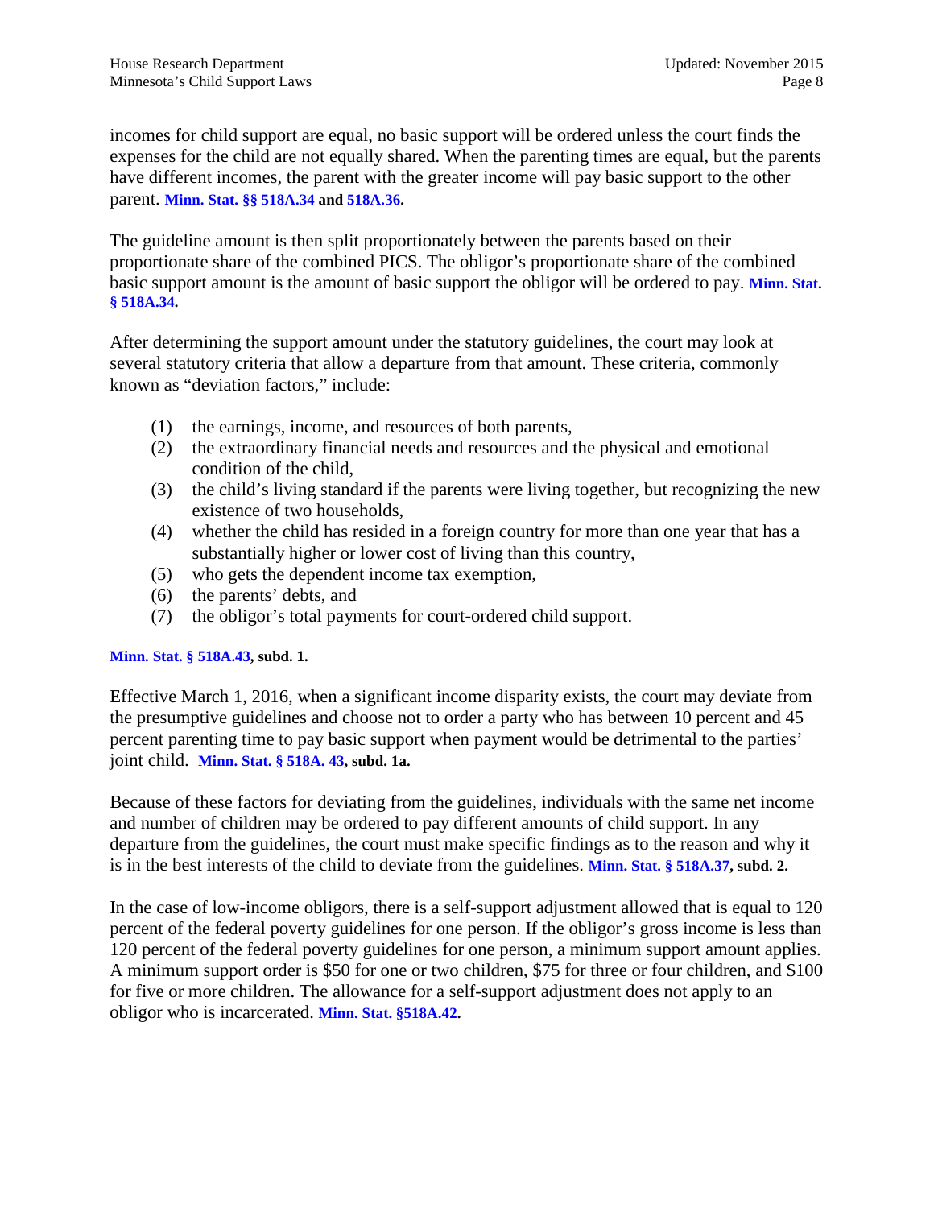incomes for child support are equal, no basic support will be ordered unless the court finds the expenses for the child are not equally shared. When the parenting times are equal, but the parents have different incomes, the parent with the greater income will pay basic support to the other parent. **Minn. Stat. §§ 518A.34 and 518A.36.**

The guideline amount is then split proportionately between the parents based on their proportionate share of the combined PICS. The obligor's proportionate share of the combined basic support amount is the amount of basic support the obligor will be ordered to pay. **Minn. Stat. § 518A.34.**

After determining the support amount under the statutory guidelines, the court may look at several statutory criteria that allow a departure from that amount. These criteria, commonly known as "deviation factors," include:

(1) the earnings, income, and resources of both parents,
(2) the extraordinary financial needs and resources and the physical and emotional condition of the child,
(3) the child's living standard if the parents were living together, but recognizing the new existence of two households,
(4) whether the child has resided in a foreign country for more than one year that has a substantially higher or lower cost of living than this country,
(5) who gets the dependent income tax exemption,
(6) the parents' debts, and
(7) the obligor's total payments for court-ordered child support.

**Minn. Stat. § 518A.43, subd. 1.**

Effective March 1, 2016, when a significant income disparity exists, the court may deviate from the presumptive guidelines and choose not to order a party who has between 10 percent and 45 percent parenting time to pay basic support when payment would be detrimental to the parties' joint child. **Minn. Stat. § 518A. 43, subd. 1a.**

Because of these factors for deviating from the guidelines, individuals with the same net income and number of children may be ordered to pay different amounts of child support. In any departure from the guidelines, the court must make specific findings as to the reason and why it is in the best interests of the child to deviate from the guidelines. **Minn. Stat. § 518A.37, subd. 2.**

In the case of low-income obligors, there is a self-support adjustment allowed that is equal to 120 percent of the federal poverty guidelines for one person. If the obligor's gross income is less than 120 percent of the federal poverty guidelines for one person, a minimum support amount applies. A minimum support order is $50 for one or two children, $75 for three or four children, and $100 for five or more children. The allowance for a self-support adjustment does not apply to an obligor who is incarcerated. **Minn. Stat. §518A.42.**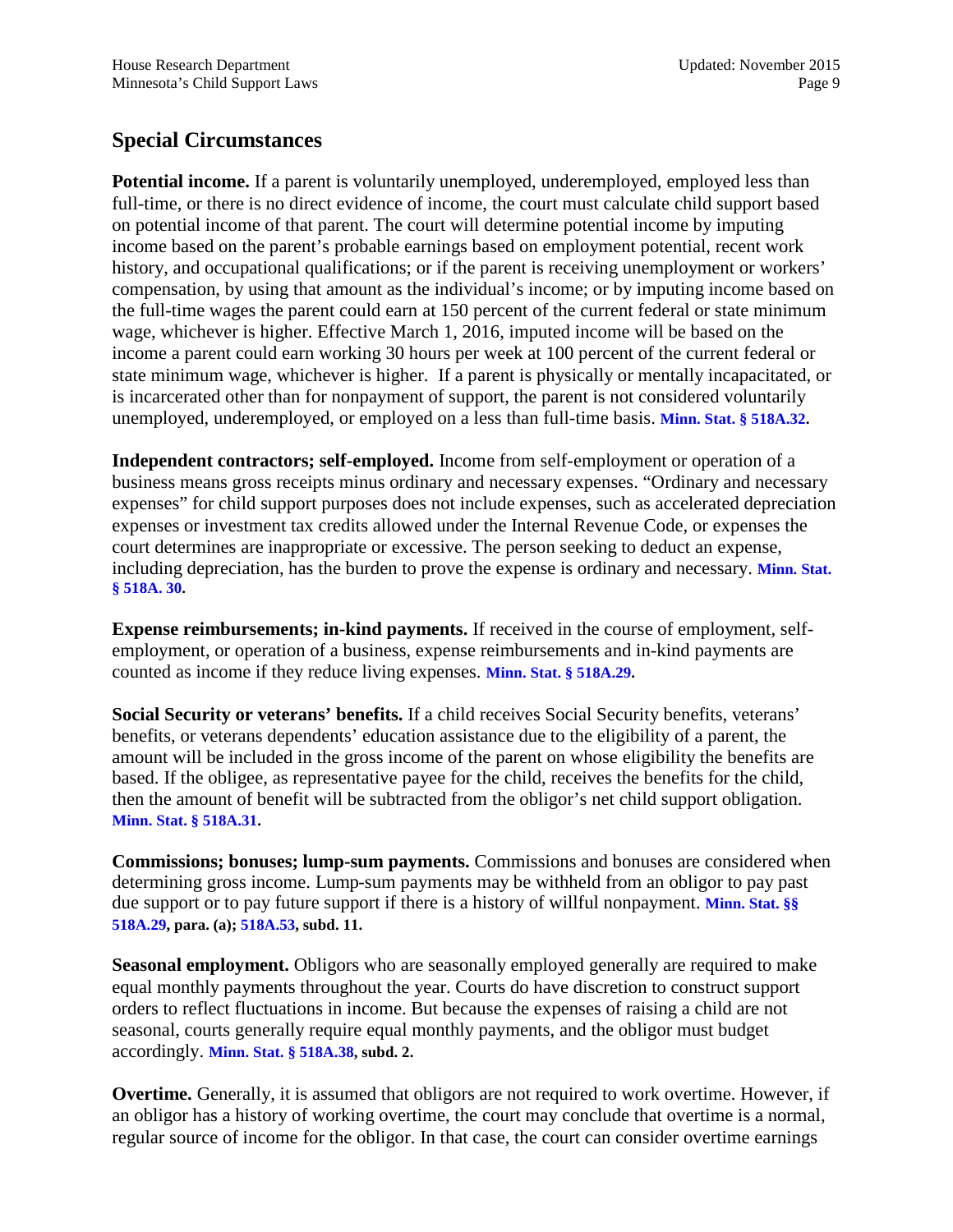## Special Circumstances

**Potential income.** If a parent is voluntarily unemployed, underemployed, employed less than full-time, or there is no direct evidence of income, the court must calculate child support based on potential income of that parent. The court will determine potential income by imputing income based on the parent's probable earnings based on employment potential, recent work history, and occupational qualifications; or if the parent is receiving unemployment or workers' compensation, by using that amount as the individual's income; or by imputing income based on the full-time wages the parent could earn at 150 percent of the current federal or state minimum wage, whichever is higher. Effective March 1, 2016, imputed income will be based on the income a parent could earn working 30 hours per week at 100 percent of the current federal or state minimum wage, whichever is higher. If a parent is physically or mentally incapacitated, or is incarcerated other than for nonpayment of support, the parent is not considered voluntarily unemployed, underemployed, or employed on a less than full-time basis. **Minn. Stat. § 518A.32.**

**Independent contractors; self-employed.** Income from self-employment or operation of a business means gross receipts minus ordinary and necessary expenses. "Ordinary and necessary expenses" for child support purposes does not include expenses, such as accelerated depreciation expenses or investment tax credits allowed under the Internal Revenue Code, or expenses the court determines are inappropriate or excessive. The person seeking to deduct an expense, including depreciation, has the burden to prove the expense is ordinary and necessary. **Minn. Stat. § 518A. 30.**

**Expense reimbursements; in-kind payments.** If received in the course of employment, self-employment, or operation of a business, expense reimbursements and in-kind payments are counted as income if they reduce living expenses. **Minn. Stat. § 518A.29.**

**Social Security or veterans' benefits.** If a child receives Social Security benefits, veterans' benefits, or veterans dependents' education assistance due to the eligibility of a parent, the amount will be included in the gross income of the parent on whose eligibility the benefits are based. If the obligee, as representative payee for the child, receives the benefits for the child, then the amount of benefit will be subtracted from the obligor's net child support obligation. **Minn. Stat. § 518A.31.**

**Commissions; bonuses; lump-sum payments.** Commissions and bonuses are considered when determining gross income. Lump-sum payments may be withheld from an obligor to pay past due support or to pay future support if there is a history of willful nonpayment. **Minn. Stat. §§ 518A.29, para. (a); 518A.53, subd. 11.**

**Seasonal employment.** Obligors who are seasonally employed generally are required to make equal monthly payments throughout the year. Courts do have discretion to construct support orders to reflect fluctuations in income. But because the expenses of raising a child are not seasonal, courts generally require equal monthly payments, and the obligor must budget accordingly. **Minn. Stat. § 518A.38, subd. 2.**

**Overtime.** Generally, it is assumed that obligors are not required to work overtime. However, if an obligor has a history of working overtime, the court may conclude that overtime is a normal, regular source of income for the obligor. In that case, the court can consider overtime earnings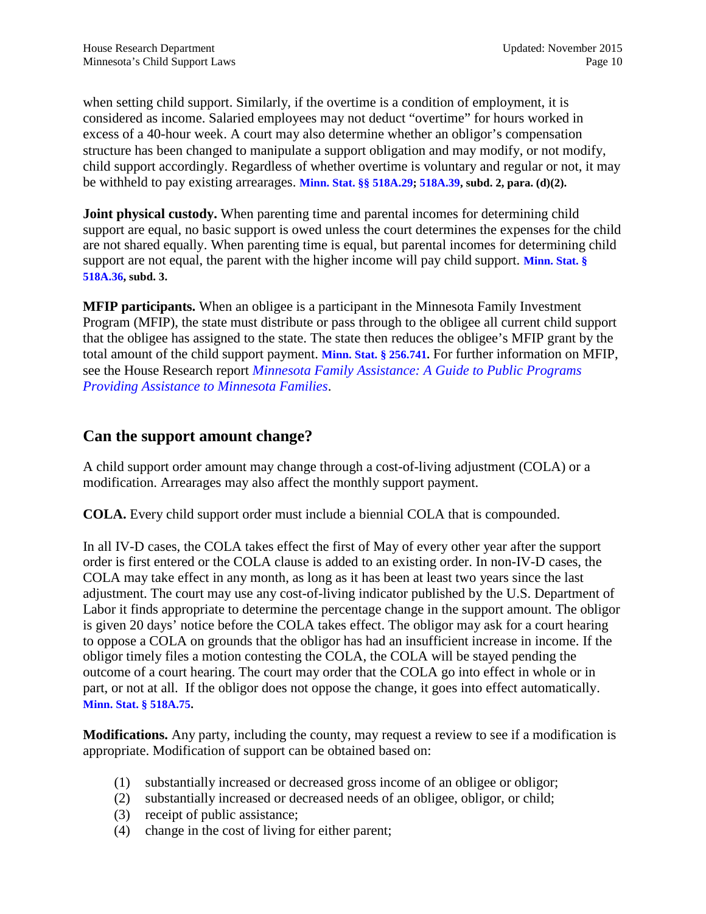when setting child support. Similarly, if the overtime is a condition of employment, it is considered as income. Salaried employees may not deduct "overtime" for hours worked in excess of a 40-hour week. A court may also determine whether an obligor's compensation structure has been changed to manipulate a support obligation and may modify, or not modify, child support accordingly. Regardless of whether overtime is voluntary and regular or not, it may be withheld to pay existing arrearages. **Minn. Stat. §§ 518A.29; 518A.39, subd. 2, para. (d)(2).**

**Joint physical custody.** When parenting time and parental incomes for determining child support are equal, no basic support is owed unless the court determines the expenses for the child are not shared equally. When parenting time is equal, but parental incomes for determining child support are not equal, the parent with the higher income will pay child support. **Minn. Stat. § 518A.36, subd. 3.**

**MFIP participants.** When an obligee is a participant in the Minnesota Family Investment Program (MFIP), the state must distribute or pass through to the obligee all current child support that the obligee has assigned to the state. The state then reduces the obligee's MFIP grant by the total amount of the child support payment. **Minn. Stat. § 256.741.** For further information on MFIP, see the House Research report *Minnesota Family Assistance: A Guide to Public Programs Providing Assistance to Minnesota Families*.

## Can the support amount change?

A child support order amount may change through a cost-of-living adjustment (COLA) or a modification. Arrearages may also affect the monthly support payment.

**COLA.** Every child support order must include a biennial COLA that is compounded.

In all IV-D cases, the COLA takes effect the first of May of every other year after the support order is first entered or the COLA clause is added to an existing order. In non-IV-D cases, the COLA may take effect in any month, as long as it has been at least two years since the last adjustment. The court may use any cost-of-living indicator published by the U.S. Department of Labor it finds appropriate to determine the percentage change in the support amount. The obligor is given 20 days' notice before the COLA takes effect. The obligor may ask for a court hearing to oppose a COLA on grounds that the obligor has had an insufficient increase in income. If the obligor timely files a motion contesting the COLA, the COLA will be stayed pending the outcome of a court hearing. The court may order that the COLA go into effect in whole or in part, or not at all. If the obligor does not oppose the change, it goes into effect automatically. **Minn. Stat. § 518A.75.**

**Modifications.** Any party, including the county, may request a review to see if a modification is appropriate. Modification of support can be obtained based on:

(1) substantially increased or decreased gross income of an obligee or obligor;
(2) substantially increased or decreased needs of an obligee, obligor, or child;
(3) receipt of public assistance;
(4) change in the cost of living for either parent;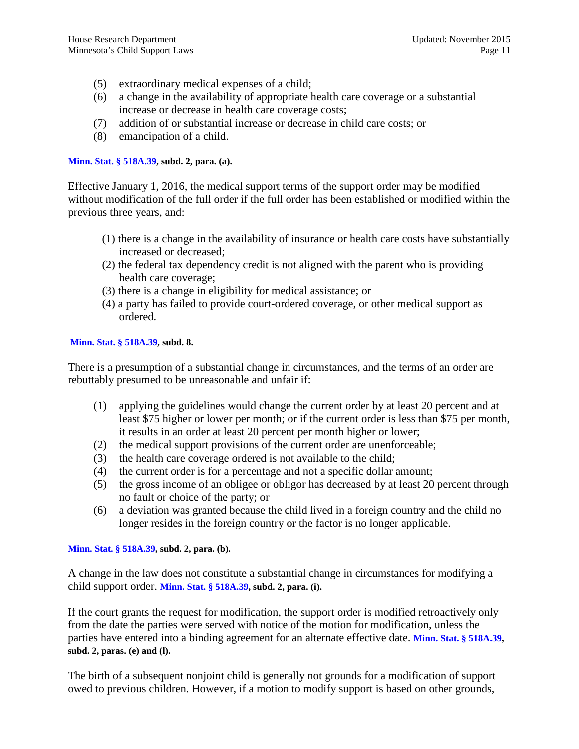(5) extraordinary medical expenses of a child;
(6) a change in the availability of appropriate health care coverage or a substantial increase or decrease in health care coverage costs;
(7) addition of or substantial increase or decrease in child care costs; or
(8) emancipation of a child.

**Minn. Stat. § 518A.39, subd. 2, para. (a).**

Effective January 1, 2016, the medical support terms of the support order may be modified without modification of the full order if the full order has been established or modified within the previous three years, and:

(1) there is a change in the availability of insurance or health care costs have substantially increased or decreased;
(2) the federal tax dependency credit is not aligned with the parent who is providing health care coverage;
(3) there is a change in eligibility for medical assistance; or
(4) a party has failed to provide court-ordered coverage, or other medical support as ordered.

**Minn. Stat. § 518A.39, subd. 8.**

There is a presumption of a substantial change in circumstances, and the terms of an order are rebuttably presumed to be unreasonable and unfair if:

(1) applying the guidelines would change the current order by at least 20 percent and at least $75 higher or lower per month; or if the current order is less than $75 per month, it results in an order at least 20 percent per month higher or lower;
(2) the medical support provisions of the current order are unenforceable;
(3) the health care coverage ordered is not available to the child;
(4) the current order is for a percentage and not a specific dollar amount;
(5) the gross income of an obligee or obligor has decreased by at least 20 percent through no fault or choice of the party; or
(6) a deviation was granted because the child lived in a foreign country and the child no longer resides in the foreign country or the factor is no longer applicable.

**Minn. Stat. § 518A.39, subd. 2, para. (b).**

A change in the law does not constitute a substantial change in circumstances for modifying a child support order. **Minn. Stat. § 518A.39, subd. 2, para. (i).**

If the court grants the request for modification, the support order is modified retroactively only from the date the parties were served with notice of the motion for modification, unless the parties have entered into a binding agreement for an alternate effective date. **Minn. Stat. § 518A.39, subd. 2, paras. (e) and (l).**

The birth of a subsequent nonjoint child is generally not grounds for a modification of support owed to previous children. However, if a motion to modify support is based on other grounds,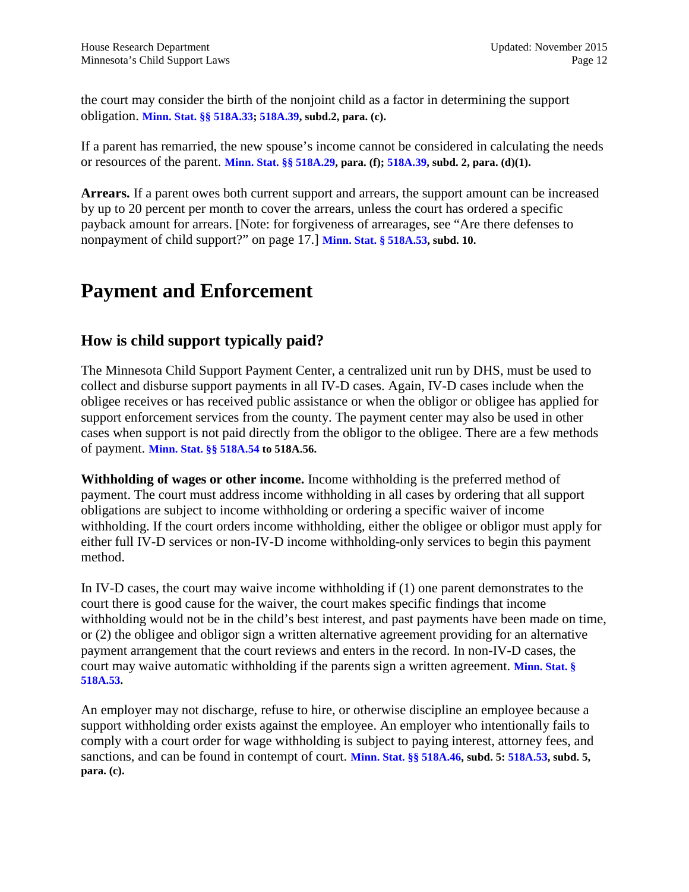the court may consider the birth of the nonjoint child as a factor in determining the support obligation. **Minn. Stat. §§ 518A.33; 518A.39, subd.2, para. (c).**

If a parent has remarried, the new spouse's income cannot be considered in calculating the needs or resources of the parent. **Minn. Stat. §§ 518A.29, para. (f); 518A.39, subd. 2, para. (d)(1).**

**Arrears.** If a parent owes both current support and arrears, the support amount can be increased by up to 20 percent per month to cover the arrears, unless the court has ordered a specific payback amount for arrears. [Note: for forgiveness of arrearages, see "Are there defenses to nonpayment of child support?" on page 17.] **Minn. Stat. § 518A.53, subd. 10.**

# Payment and Enforcement

## How is child support typically paid?

The Minnesota Child Support Payment Center, a centralized unit run by DHS, must be used to collect and disburse support payments in all IV-D cases. Again, IV-D cases include when the obligee receives or has received public assistance or when the obligor or obligee has applied for support enforcement services from the county. The payment center may also be used in other cases when support is not paid directly from the obligor to the obligee. There are a few methods of payment. **Minn. Stat. §§ 518A.54 to 518A.56.**

**Withholding of wages or other income.** Income withholding is the preferred method of payment. The court must address income withholding in all cases by ordering that all support obligations are subject to income withholding or ordering a specific waiver of income withholding. If the court orders income withholding, either the obligee or obligor must apply for either full IV-D services or non-IV-D income withholding-only services to begin this payment method.

In IV-D cases, the court may waive income withholding if (1) one parent demonstrates to the court there is good cause for the waiver, the court makes specific findings that income withholding would not be in the child's best interest, and past payments have been made on time, or (2) the obligee and obligor sign a written alternative agreement providing for an alternative payment arrangement that the court reviews and enters in the record. In non-IV-D cases, the court may waive automatic withholding if the parents sign a written agreement. **Minn. Stat. § 518A.53.**

An employer may not discharge, refuse to hire, or otherwise discipline an employee because a support withholding order exists against the employee. An employer who intentionally fails to comply with a court order for wage withholding is subject to paying interest, attorney fees, and sanctions, and can be found in contempt of court. **Minn. Stat. §§ 518A.46, subd. 5: 518A.53, subd. 5, para. (c).**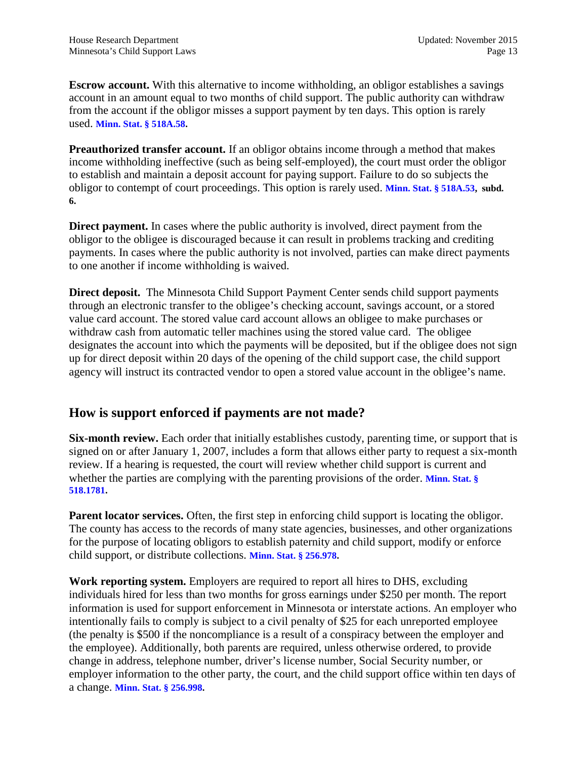**Escrow account.** With this alternative to income withholding, an obligor establishes a savings account in an amount equal to two months of child support. The public authority can withdraw from the account if the obligor misses a support payment by ten days. This option is rarely used. **Minn. Stat. § 518A.58.**

**Preauthorized transfer account.** If an obligor obtains income through a method that makes income withholding ineffective (such as being self-employed), the court must order the obligor to establish and maintain a deposit account for paying support. Failure to do so subjects the obligor to contempt of court proceedings. This option is rarely used. **Minn. Stat. § 518A.53, subd. 6.**

**Direct payment.** In cases where the public authority is involved, direct payment from the obligor to the obligee is discouraged because it can result in problems tracking and crediting payments. In cases where the public authority is not involved, parties can make direct payments to one another if income withholding is waived.

**Direct deposit.** The Minnesota Child Support Payment Center sends child support payments through an electronic transfer to the obligee's checking account, savings account, or a stored value card account. The stored value card account allows an obligee to make purchases or withdraw cash from automatic teller machines using the stored value card. The obligee designates the account into which the payments will be deposited, but if the obligee does not sign up for direct deposit within 20 days of the opening of the child support case, the child support agency will instruct its contracted vendor to open a stored value account in the obligee's name.

## How is support enforced if payments are not made?

**Six-month review.** Each order that initially establishes custody, parenting time, or support that is signed on or after January 1, 2007, includes a form that allows either party to request a six-month review. If a hearing is requested, the court will review whether child support is current and whether the parties are complying with the parenting provisions of the order. **Minn. Stat. § 518.1781.**

**Parent locator services.** Often, the first step in enforcing child support is locating the obligor. The county has access to the records of many state agencies, businesses, and other organizations for the purpose of locating obligors to establish paternity and child support, modify or enforce child support, or distribute collections. **Minn. Stat. § 256.978.**

**Work reporting system.** Employers are required to report all hires to DHS, excluding individuals hired for less than two months for gross earnings under $250 per month. The report information is used for support enforcement in Minnesota or interstate actions. An employer who intentionally fails to comply is subject to a civil penalty of $25 for each unreported employee (the penalty is $500 if the noncompliance is a result of a conspiracy between the employer and the employee). Additionally, both parents are required, unless otherwise ordered, to provide change in address, telephone number, driver's license number, Social Security number, or employer information to the other party, the court, and the child support office within ten days of a change. **Minn. Stat. § 256.998.**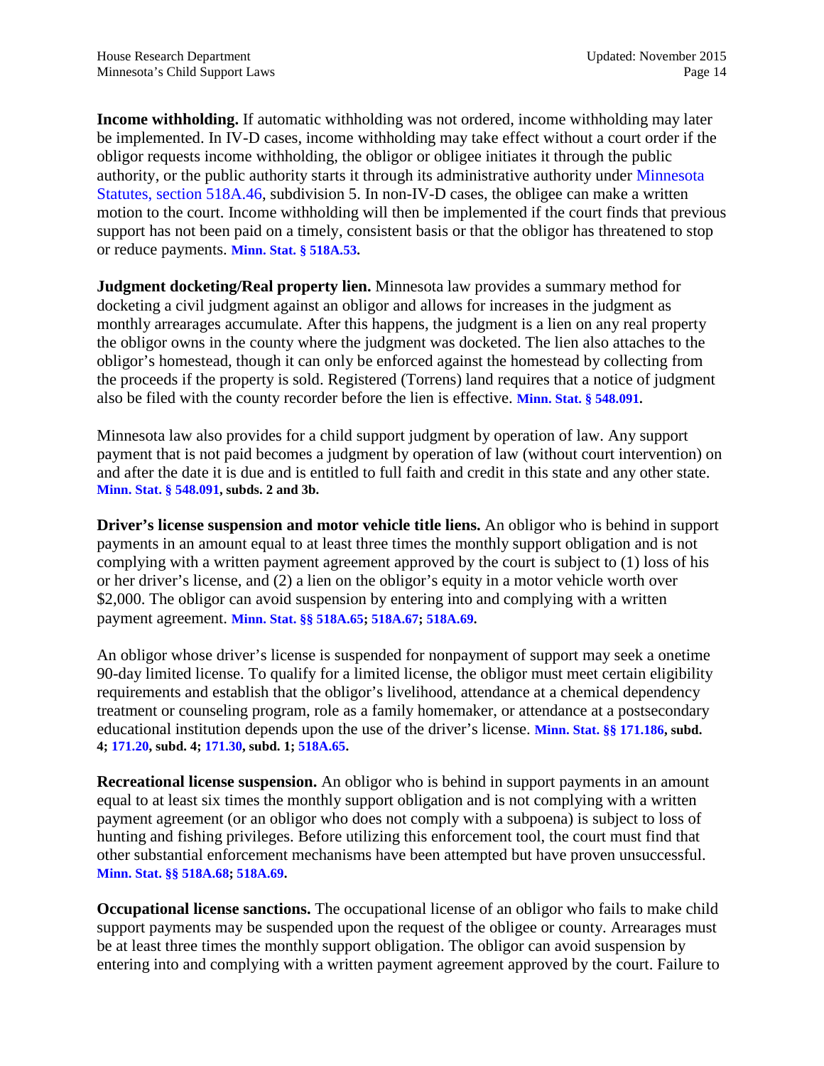**Income withholding.** If automatic withholding was not ordered, income withholding may later be implemented. In IV-D cases, income withholding may take effect without a court order if the obligor requests income withholding, the obligor or obligee initiates it through the public authority, or the public authority starts it through its administrative authority under Minnesota Statutes, section 518A.46, subdivision 5. In non-IV-D cases, the obligee can make a written motion to the court. Income withholding will then be implemented if the court finds that previous support has not been paid on a timely, consistent basis or that the obligor has threatened to stop or reduce payments. **Minn. Stat. § 518A.53.**

**Judgment docketing/Real property lien.** Minnesota law provides a summary method for docketing a civil judgment against an obligor and allows for increases in the judgment as monthly arrearages accumulate. After this happens, the judgment is a lien on any real property the obligor owns in the county where the judgment was docketed. The lien also attaches to the obligor's homestead, though it can only be enforced against the homestead by collecting from the proceeds if the property is sold. Registered (Torrens) land requires that a notice of judgment also be filed with the county recorder before the lien is effective. **Minn. Stat. § 548.091.**

Minnesota law also provides for a child support judgment by operation of law. Any support payment that is not paid becomes a judgment by operation of law (without court intervention) on and after the date it is due and is entitled to full faith and credit in this state and any other state. **Minn. Stat. § 548.091, subds. 2 and 3b.**

**Driver's license suspension and motor vehicle title liens.** An obligor who is behind in support payments in an amount equal to at least three times the monthly support obligation and is not complying with a written payment agreement approved by the court is subject to (1) loss of his or her driver's license, and (2) a lien on the obligor's equity in a motor vehicle worth over $2,000. The obligor can avoid suspension by entering into and complying with a written payment agreement. **Minn. Stat. §§ 518A.65; 518A.67; 518A.69.**

An obligor whose driver's license is suspended for nonpayment of support may seek a onetime 90-day limited license. To qualify for a limited license, the obligor must meet certain eligibility requirements and establish that the obligor's livelihood, attendance at a chemical dependency treatment or counseling program, role as a family homemaker, or attendance at a postsecondary educational institution depends upon the use of the driver's license. **Minn. Stat. §§ 171.186, subd. 4; 171.20, subd. 4; 171.30, subd. 1; 518A.65.**

**Recreational license suspension.** An obligor who is behind in support payments in an amount equal to at least six times the monthly support obligation and is not complying with a written payment agreement (or an obligor who does not comply with a subpoena) is subject to loss of hunting and fishing privileges. Before utilizing this enforcement tool, the court must find that other substantial enforcement mechanisms have been attempted but have proven unsuccessful. **Minn. Stat. §§ 518A.68; 518A.69.**

**Occupational license sanctions.** The occupational license of an obligor who fails to make child support payments may be suspended upon the request of the obligee or county. Arrearages must be at least three times the monthly support obligation. The obligor can avoid suspension by entering into and complying with a written payment agreement approved by the court. Failure to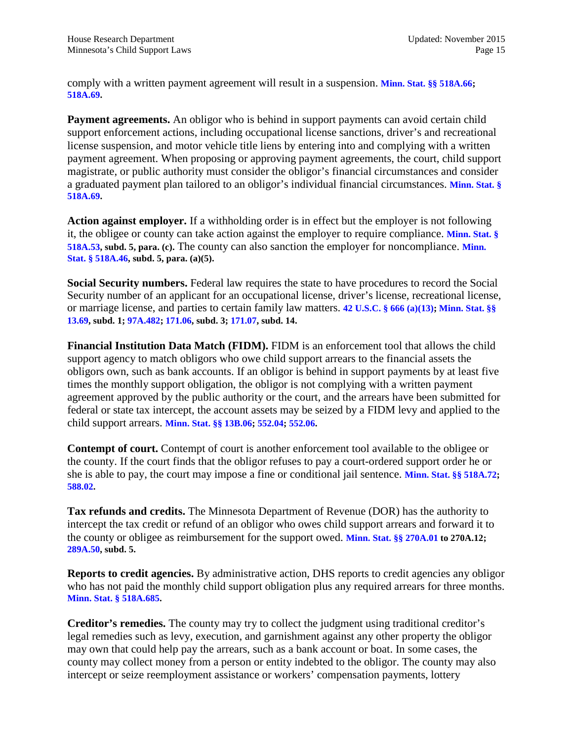comply with a written payment agreement will result in a suspension. **Minn. Stat. §§ 518A.66; 518A.69.**

**Payment agreements.** An obligor who is behind in support payments can avoid certain child support enforcement actions, including occupational license sanctions, driver's and recreational license suspension, and motor vehicle title liens by entering into and complying with a written payment agreement. When proposing or approving payment agreements, the court, child support magistrate, or public authority must consider the obligor's financial circumstances and consider a graduated payment plan tailored to an obligor's individual financial circumstances. **Minn. Stat. § 518A.69.**

**Action against employer.** If a withholding order is in effect but the employer is not following it, the obligee or county can take action against the employer to require compliance. **Minn. Stat. § 518A.53, subd. 5, para. (c).** The county can also sanction the employer for noncompliance. **Minn. Stat. § 518A.46, subd. 5, para. (a)(5).**

**Social Security numbers.** Federal law requires the state to have procedures to record the Social Security number of an applicant for an occupational license, driver's license, recreational license, or marriage license, and parties to certain family law matters. **42 U.S.C. § 666 (a)(13); Minn. Stat. §§ 13.69, subd. 1; 97A.482; 171.06, subd. 3; 171.07, subd. 14.**

**Financial Institution Data Match (FIDM).** FIDM is an enforcement tool that allows the child support agency to match obligors who owe child support arrears to the financial assets the obligors own, such as bank accounts. If an obligor is behind in support payments by at least five times the monthly support obligation, the obligor is not complying with a written payment agreement approved by the public authority or the court, and the arrears have been submitted for federal or state tax intercept, the account assets may be seized by a FIDM levy and applied to the child support arrears. **Minn. Stat. §§ 13B.06; 552.04; 552.06.**

**Contempt of court.** Contempt of court is another enforcement tool available to the obligee or the county. If the court finds that the obligor refuses to pay a court-ordered support order he or she is able to pay, the court may impose a fine or conditional jail sentence. **Minn. Stat. §§ 518A.72; 588.02.**

**Tax refunds and credits.** The Minnesota Department of Revenue (DOR) has the authority to intercept the tax credit or refund of an obligor who owes child support arrears and forward it to the county or obligee as reimbursement for the support owed. **Minn. Stat. §§ 270A.01 to 270A.12; 289A.50, subd. 5.**

**Reports to credit agencies.** By administrative action, DHS reports to credit agencies any obligor who has not paid the monthly child support obligation plus any required arrears for three months. **Minn. Stat. § 518A.685.**

**Creditor's remedies.** The county may try to collect the judgment using traditional creditor's legal remedies such as levy, execution, and garnishment against any other property the obligor may own that could help pay the arrears, such as a bank account or boat. In some cases, the county may collect money from a person or entity indebted to the obligor. The county may also intercept or seize reemployment assistance or workers' compensation payments, lottery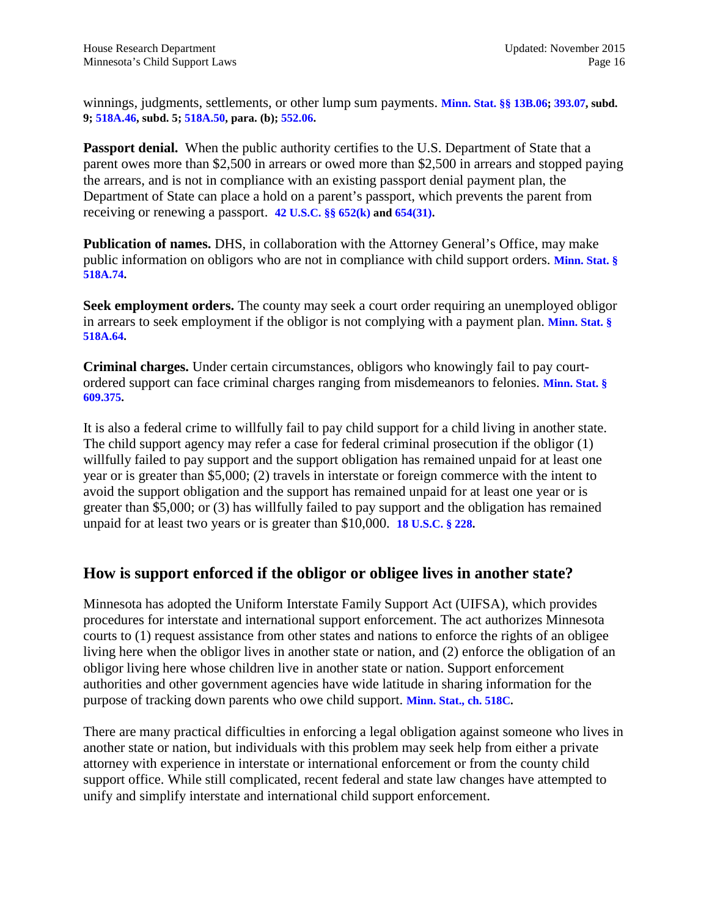winnings, judgments, settlements, or other lump sum payments. **Minn. Stat. §§ 13B.06; 393.07, subd. 9; 518A.46, subd. 5; 518A.50, para. (b); 552.06.**

**Passport denial.** When the public authority certifies to the U.S. Department of State that a parent owes more than $2,500 in arrears or owed more than $2,500 in arrears and stopped paying the arrears, and is not in compliance with an existing passport denial payment plan, the Department of State can place a hold on a parent's passport, which prevents the parent from receiving or renewing a passport. **42 U.S.C. §§ 652(k) and 654(31).**

**Publication of names.** DHS, in collaboration with the Attorney General's Office, may make public information on obligors who are not in compliance with child support orders. **Minn. Stat. § 518A.74.**

**Seek employment orders.** The county may seek a court order requiring an unemployed obligor in arrears to seek employment if the obligor is not complying with a payment plan. **Minn. Stat. § 518A.64.**

**Criminal charges.** Under certain circumstances, obligors who knowingly fail to pay court-ordered support can face criminal charges ranging from misdemeanors to felonies. **Minn. Stat. § 609.375.**

It is also a federal crime to willfully fail to pay child support for a child living in another state. The child support agency may refer a case for federal criminal prosecution if the obligor (1) willfully failed to pay support and the support obligation has remained unpaid for at least one year or is greater than $5,000; (2) travels in interstate or foreign commerce with the intent to avoid the support obligation and the support has remained unpaid for at least one year or is greater than $5,000; or (3) has willfully failed to pay support and the obligation has remained unpaid for at least two years or is greater than $10,000. **18 U.S.C. § 228.**

## How is support enforced if the obligor or obligee lives in another state?

Minnesota has adopted the Uniform Interstate Family Support Act (UIFSA), which provides procedures for interstate and international support enforcement. The act authorizes Minnesota courts to (1) request assistance from other states and nations to enforce the rights of an obligee living here when the obligor lives in another state or nation, and (2) enforce the obligation of an obligor living here whose children live in another state or nation. Support enforcement authorities and other government agencies have wide latitude in sharing information for the purpose of tracking down parents who owe child support. **Minn. Stat., ch. 518C.**

There are many practical difficulties in enforcing a legal obligation against someone who lives in another state or nation, but individuals with this problem may seek help from either a private attorney with experience in interstate or international enforcement or from the county child support office. While still complicated, recent federal and state law changes have attempted to unify and simplify interstate and international child support enforcement.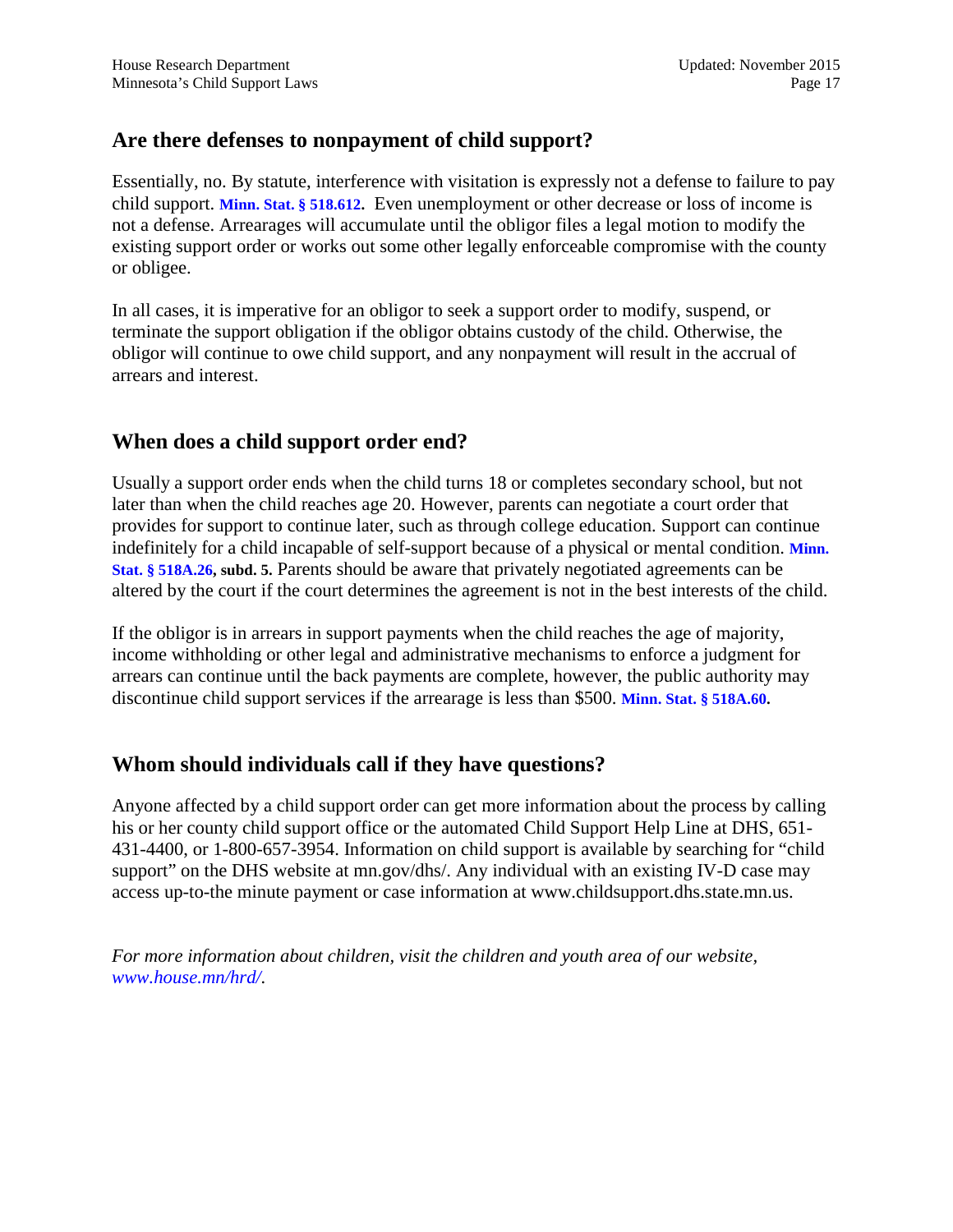## Are there defenses to nonpayment of child support?

Essentially, no. By statute, interference with visitation is expressly not a defense to failure to pay child support. **Minn. Stat. § 518.612.** Even unemployment or other decrease or loss of income is not a defense. Arrearages will accumulate until the obligor files a legal motion to modify the existing support order or works out some other legally enforceable compromise with the county or obligee.

In all cases, it is imperative for an obligor to seek a support order to modify, suspend, or terminate the support obligation if the obligor obtains custody of the child. Otherwise, the obligor will continue to owe child support, and any nonpayment will result in the accrual of arrears and interest.

## When does a child support order end?

Usually a support order ends when the child turns 18 or completes secondary school, but not later than when the child reaches age 20. However, parents can negotiate a court order that provides for support to continue later, such as through college education. Support can continue indefinitely for a child incapable of self-support because of a physical or mental condition. **Minn. Stat. § 518A.26, subd. 5.** Parents should be aware that privately negotiated agreements can be altered by the court if the court determines the agreement is not in the best interests of the child.

If the obligor is in arrears in support payments when the child reaches the age of majority, income withholding or other legal and administrative mechanisms to enforce a judgment for arrears can continue until the back payments are complete, however, the public authority may discontinue child support services if the arrearage is less than $500. **Minn. Stat. § 518A.60.**

## Whom should individuals call if they have questions?

Anyone affected by a child support order can get more information about the process by calling his or her county child support office or the automated Child Support Help Line at DHS, 651-431-4400, or 1-800-657-3954. Information on child support is available by searching for "child support" on the DHS website at mn.gov/dhs/. Any individual with an existing IV-D case may access up-to-the minute payment or case information at www.childsupport.dhs.state.mn.us.

*For more information about children, visit the children and youth area of our website, www.house.mn/hrd/.*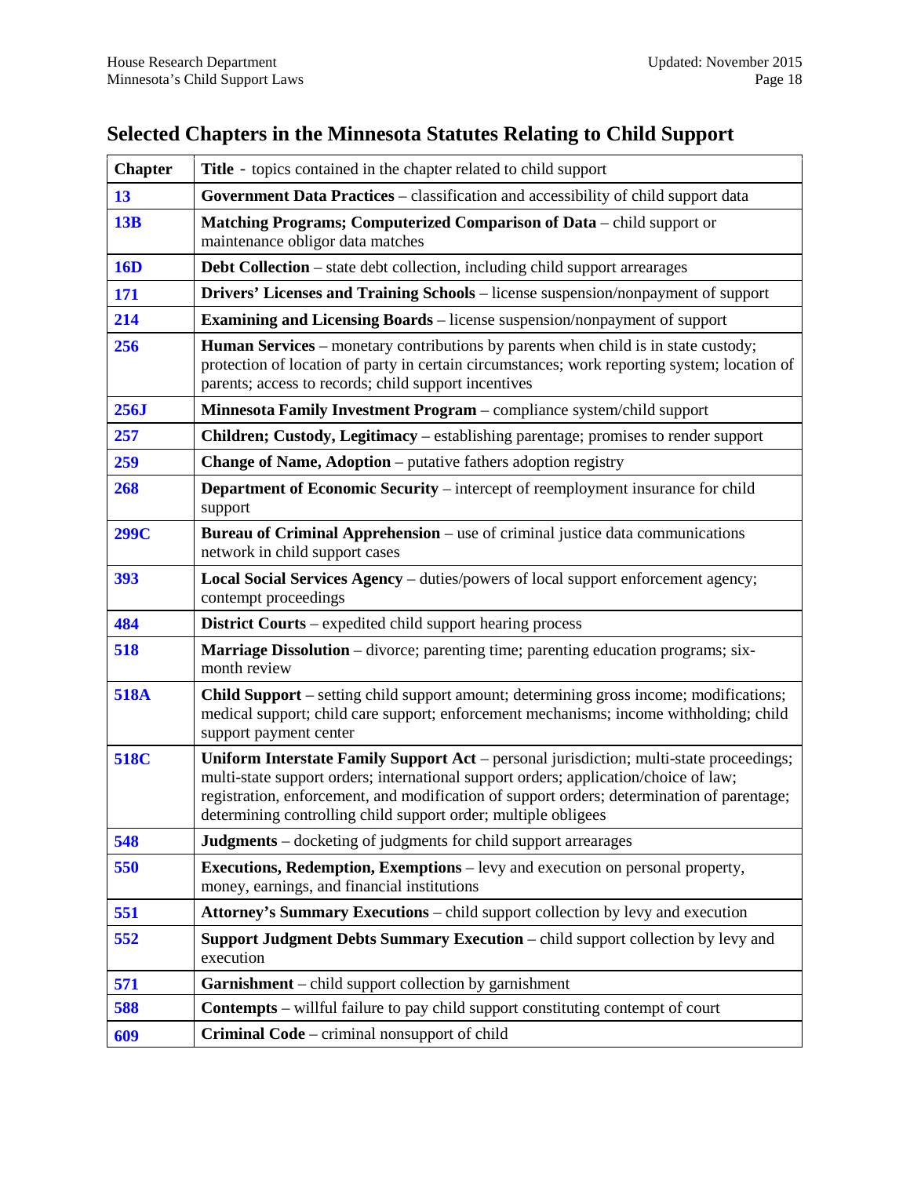## Selected Chapters in the Minnesota Statutes Relating to Child Support

| Chapter | **Title** - topics contained in the chapter related to child support |
|---|---|
| 13 | **Government Data Practices** – classification and accessibility of child support data |
| 13B | **Matching Programs; Computerized Comparison of Data** – child support or maintenance obligor data matches |
| 16D | **Debt Collection** – state debt collection, including child support arrearages |
| 171 | **Drivers' Licenses and Training Schools** – license suspension/nonpayment of support |
| 214 | **Examining and Licensing Boards** – license suspension/nonpayment of support |
| 256 | **Human Services** – monetary contributions by parents when child is in state custody; protection of location of party in certain circumstances; work reporting system; location of parents; access to records; child support incentives |
| 256J | **Minnesota Family Investment Program** – compliance system/child support |
| 257 | **Children; Custody, Legitimacy** – establishing parentage; promises to render support |
| 259 | **Change of Name, Adoption** – putative fathers adoption registry |
| 268 | **Department of Economic Security** – intercept of reemployment insurance for child support |
| 299C | **Bureau of Criminal Apprehension** – use of criminal justice data communications network in child support cases |
| 393 | **Local Social Services Agency** – duties/powers of local support enforcement agency; contempt proceedings |
| 484 | **District Courts** – expedited child support hearing process |
| 518 | **Marriage Dissolution** – divorce; parenting time; parenting education programs; six-month review |
| 518A | **Child Support** – setting child support amount; determining gross income; modifications; medical support; child care support; enforcement mechanisms; income withholding; child support payment center |
| 518C | **Uniform Interstate Family Support Act** – personal jurisdiction; multi-state proceedings; multi-state support orders; international support orders; application/choice of law; registration, enforcement, and modification of support orders; determination of parentage; determining controlling child support order; multiple obligees |
| 548 | **Judgments** – docketing of judgments for child support arrearages |
| 550 | **Executions, Redemption, Exemptions** – levy and execution on personal property, money, earnings, and financial institutions |
| 551 | **Attorney's Summary Executions** – child support collection by levy and execution |
| 552 | **Support Judgment Debts Summary Execution** – child support collection by levy and execution |
| 571 | **Garnishment** – child support collection by garnishment |
| 588 | **Contempts** – willful failure to pay child support constituting contempt of court |
| 609 | **Criminal Code** – criminal nonsupport of child |